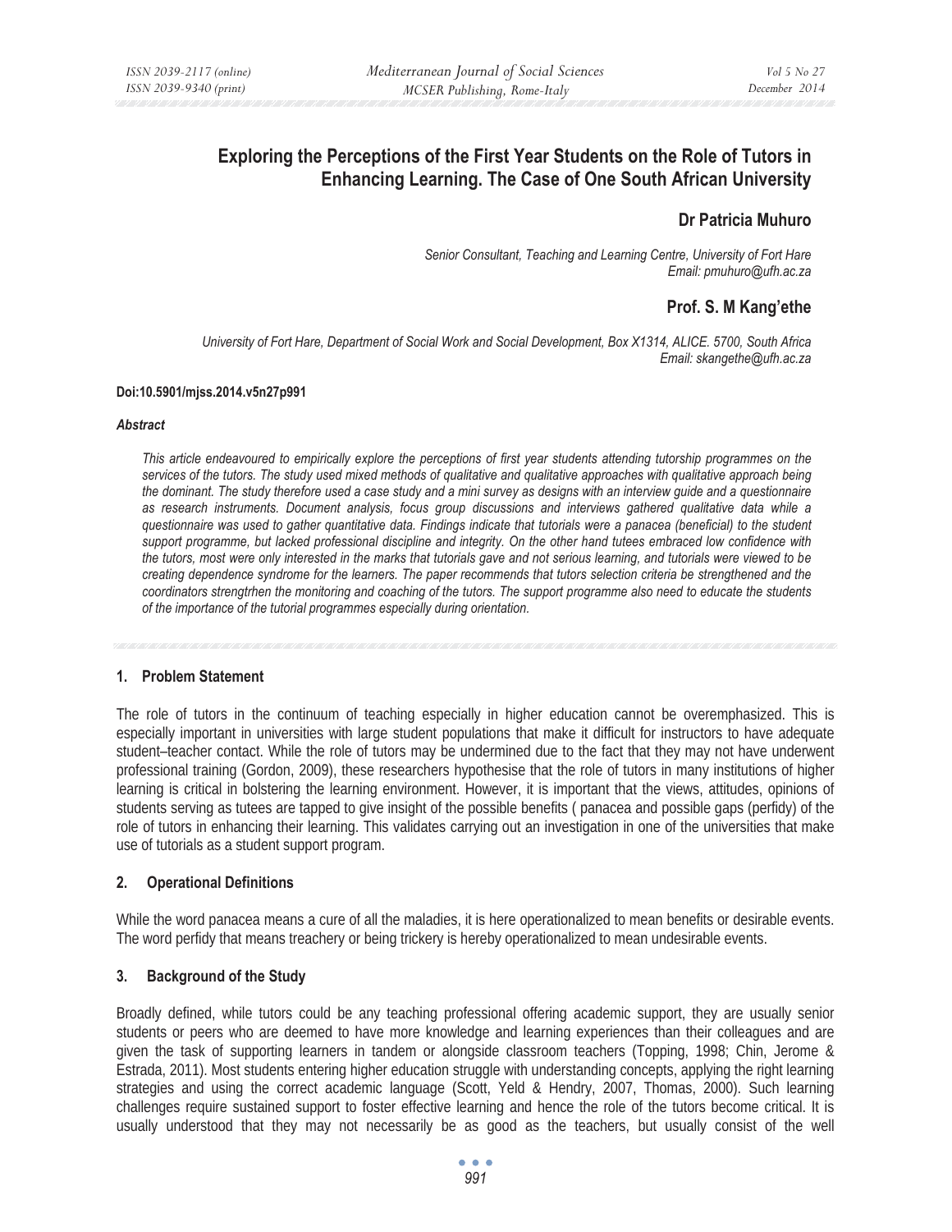# Exploring the Perceptions of the First Year Students on the Role of Tutors in Enhancing Learning. The Case of One South African University

## Dr Patricia Muhuro

*Senior Consultant, Teaching and Learning Centre, University of Fort Hare*
*Email: pmuhuro@ufh.ac.za*

## Prof. S. M Kang'ethe

*University of Fort Hare, Department of Social Work and Social Development, Box X1314, ALICE. 5700, South Africa*
*Email: skangethe@ufh.ac.za*

**Doi:10.5901/mjss.2014.v5n27p991**

***Abstract***

*This article endeavoured to empirically explore the perceptions of first year students attending tutorship programmes on the services of the tutors. The study used mixed methods of qualitative and qualitative approaches with qualitative approach being the dominant. The study therefore used a case study and a mini survey as designs with an interview guide and a questionnaire as research instruments. Document analysis, focus group discussions and interviews gathered qualitative data while a questionnaire was used to gather quantitative data. Findings indicate that tutorials were a panacea (beneficial) to the student support programme, but lacked professional discipline and integrity. On the other hand tutees embraced low confidence with the tutors, most were only interested in the marks that tutorials gave and not serious learning, and tutorials were viewed to be creating dependence syndrome for the learners. The paper recommends that tutors selection criteria be strengthened and the coordinators strengtrhen the monitoring and coaching of the tutors. The support programme also need to educate the students of the importance of the tutorial programmes especially during orientation.*

## 1. Problem Statement

The role of tutors in the continuum of teaching especially in higher education cannot be overemphasized. This is especially important in universities with large student populations that make it difficult for instructors to have adequate student–teacher contact. While the role of tutors may be undermined due to the fact that they may not have underwent professional training (Gordon, 2009), these researchers hypothesise that the role of tutors in many institutions of higher learning is critical in bolstering the learning environment. However, it is important that the views, attitudes, opinions of students serving as tutees are tapped to give insight of the possible benefits ( panacea and possible gaps (perfidy) of the role of tutors in enhancing their learning. This validates carrying out an investigation in one of the universities that make use of tutorials as a student support program.

## 2. Operational Definitions

While the word panacea means a cure of all the maladies, it is here operationalized to mean benefits or desirable events. The word perfidy that means treachery or being trickery is hereby operationalized to mean undesirable events.

## 3. Background of the Study

Broadly defined, while tutors could be any teaching professional offering academic support, they are usually senior students or peers who are deemed to have more knowledge and learning experiences than their colleagues and are given the task of supporting learners in tandem or alongside classroom teachers (Topping, 1998; Chin, Jerome & Estrada, 2011). Most students entering higher education struggle with understanding concepts, applying the right learning strategies and using the correct academic language (Scott, Yeld & Hendry, 2007, Thomas, 2000). Such learning challenges require sustained support to foster effective learning and hence the role of the tutors become critical. It is usually understood that they may not necessarily be as good as the teachers, but usually consist of the well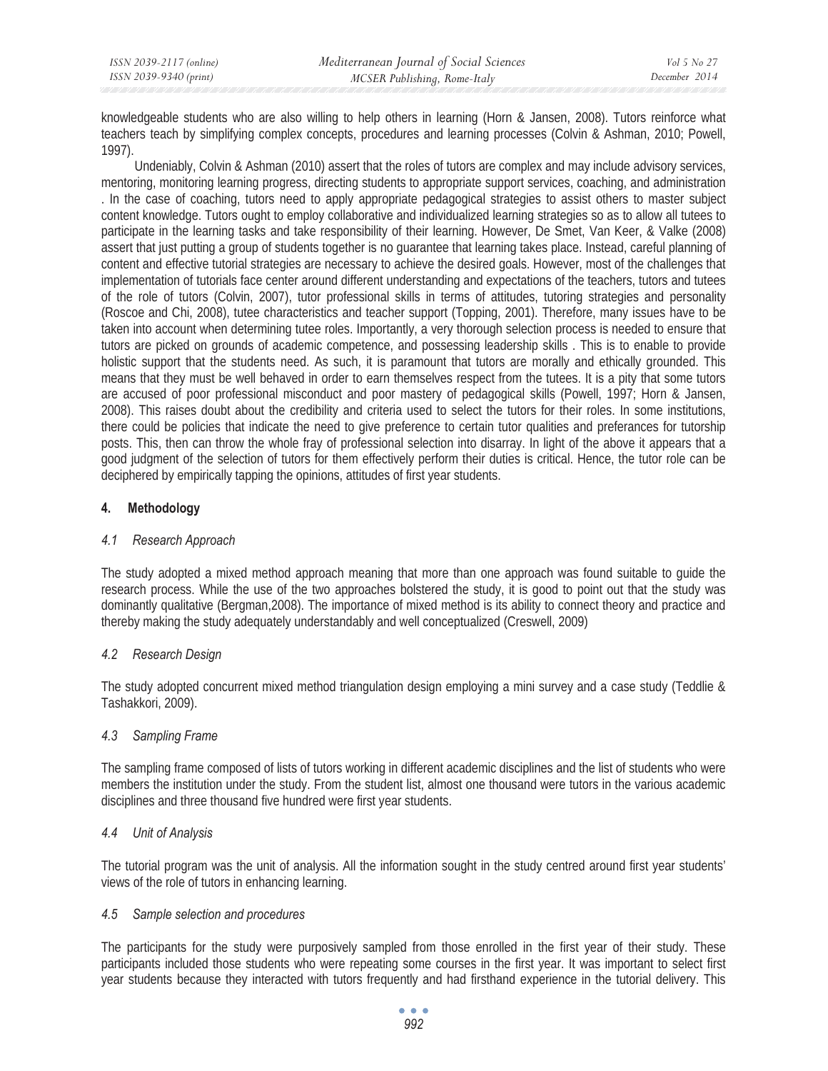knowledgeable students who are also willing to help others in learning (Horn & Jansen, 2008). Tutors reinforce what teachers teach by simplifying complex concepts, procedures and learning processes (Colvin & Ashman, 2010; Powell, 1997).

Undeniably, Colvin & Ashman (2010) assert that the roles of tutors are complex and may include advisory services, mentoring, monitoring learning progress, directing students to appropriate support services, coaching, and administration . In the case of coaching, tutors need to apply appropriate pedagogical strategies to assist others to master subject content knowledge. Tutors ought to employ collaborative and individualized learning strategies so as to allow all tutees to participate in the learning tasks and take responsibility of their learning. However, De Smet, Van Keer, & Valke (2008) assert that just putting a group of students together is no guarantee that learning takes place. Instead, careful planning of content and effective tutorial strategies are necessary to achieve the desired goals. However, most of the challenges that implementation of tutorials face center around different understanding and expectations of the teachers, tutors and tutees of the role of tutors (Colvin, 2007), tutor professional skills in terms of attitudes, tutoring strategies and personality (Roscoe and Chi, 2008), tutee characteristics and teacher support (Topping, 2001). Therefore, many issues have to be taken into account when determining tutee roles. Importantly, a very thorough selection process is needed to ensure that tutors are picked on grounds of academic competence, and possessing leadership skills . This is to enable to provide holistic support that the students need. As such, it is paramount that tutors are morally and ethically grounded. This means that they must be well behaved in order to earn themselves respect from the tutees. It is a pity that some tutors are accused of poor professional misconduct and poor mastery of pedagogical skills (Powell, 1997; Horn & Jansen, 2008). This raises doubt about the credibility and criteria used to select the tutors for their roles. In some institutions, there could be policies that indicate the need to give preference to certain tutor qualities and preferances for tutorship posts. This, then can throw the whole fray of professional selection into disarray. In light of the above it appears that a good judgment of the selection of tutors for them effectively perform their duties is critical. Hence, the tutor role can be deciphered by empirically tapping the opinions, attitudes of first year students.

## 4. Methodology

### *4.1 Research Approach*

The study adopted a mixed method approach meaning that more than one approach was found suitable to guide the research process. While the use of the two approaches bolstered the study, it is good to point out that the study was dominantly qualitative (Bergman,2008). The importance of mixed method is its ability to connect theory and practice and thereby making the study adequately understandably and well conceptualized (Creswell, 2009)

### *4.2 Research Design*

The study adopted concurrent mixed method triangulation design employing a mini survey and a case study (Teddlie & Tashakkori, 2009).

### *4.3 Sampling Frame*

The sampling frame composed of lists of tutors working in different academic disciplines and the list of students who were members the institution under the study. From the student list, almost one thousand were tutors in the various academic disciplines and three thousand five hundred were first year students.

### *4.4 Unit of Analysis*

The tutorial program was the unit of analysis. All the information sought in the study centred around first year students' views of the role of tutors in enhancing learning.

### *4.5 Sample selection and procedures*

The participants for the study were purposively sampled from those enrolled in the first year of their study. These participants included those students who were repeating some courses in the first year. It was important to select first year students because they interacted with tutors frequently and had firsthand experience in the tutorial delivery. This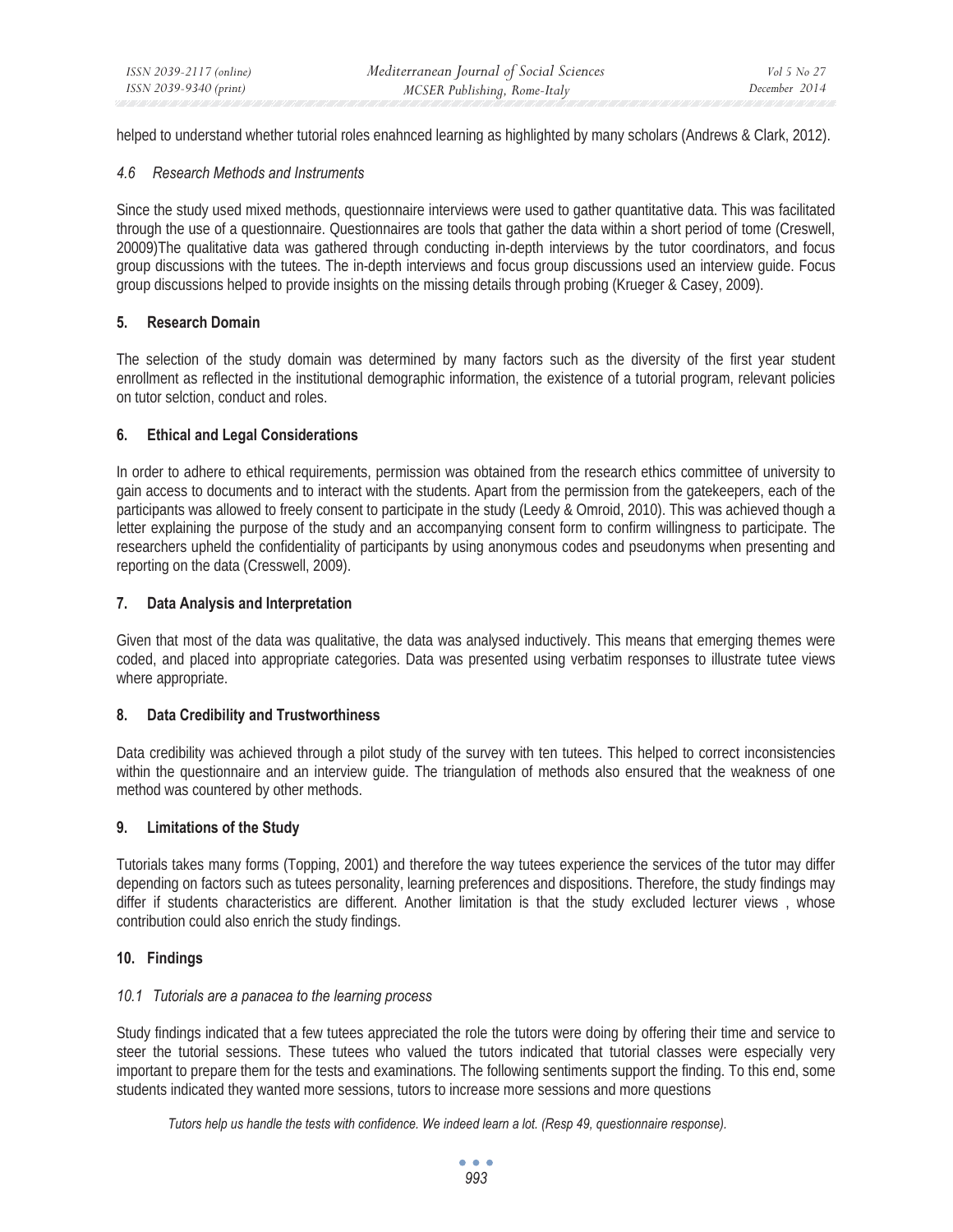helped to understand whether tutorial roles enahnced learning as highlighted by many scholars (Andrews & Clark, 2012).

### *4.6 Research Methods and Instruments*

Since the study used mixed methods, questionnaire interviews were used to gather quantitative data. This was facilitated through the use of a questionnaire. Questionnaires are tools that gather the data within a short period of tome (Creswell, 20009)The qualitative data was gathered through conducting in-depth interviews by the tutor coordinators, and focus group discussions with the tutees. The in-depth interviews and focus group discussions used an interview guide. Focus group discussions helped to provide insights on the missing details through probing (Krueger & Casey, 2009).

## 5. Research Domain

The selection of the study domain was determined by many factors such as the diversity of the first year student enrollment as reflected in the institutional demographic information, the existence of a tutorial program, relevant policies on tutor selction, conduct and roles.

## 6. Ethical and Legal Considerations

In order to adhere to ethical requirements, permission was obtained from the research ethics committee of university to gain access to documents and to interact with the students. Apart from the permission from the gatekeepers, each of the participants was allowed to freely consent to participate in the study (Leedy & Omroid, 2010). This was achieved though a letter explaining the purpose of the study and an accompanying consent form to confirm willingness to participate. The researchers upheld the confidentiality of participants by using anonymous codes and pseudonyms when presenting and reporting on the data (Cresswell, 2009).

## 7. Data Analysis and Interpretation

Given that most of the data was qualitative, the data was analysed inductively. This means that emerging themes were coded, and placed into appropriate categories. Data was presented using verbatim responses to illustrate tutee views where appropriate.

## 8. Data Credibility and Trustworthiness

Data credibility was achieved through a pilot study of the survey with ten tutees. This helped to correct inconsistencies within the questionnaire and an interview guide. The triangulation of methods also ensured that the weakness of one method was countered by other methods.

## 9. Limitations of the Study

Tutorials takes many forms (Topping, 2001) and therefore the way tutees experience the services of the tutor may differ depending on factors such as tutees personality, learning preferences and dispositions. Therefore, the study findings may differ if students characteristics are different. Another limitation is that the study excluded lecturer views , whose contribution could also enrich the study findings.

## 10. Findings

### *10.1 Tutorials are a panacea to the learning process*

Study findings indicated that a few tutees appreciated the role the tutors were doing by offering their time and service to steer the tutorial sessions. These tutees who valued the tutors indicated that tutorial classes were especially very important to prepare them for the tests and examinations. The following sentiments support the finding. To this end, some students indicated they wanted more sessions, tutors to increase more sessions and more questions

> *Tutors help us handle the tests with confidence. We indeed learn a lot. (Resp 49, questionnaire response).*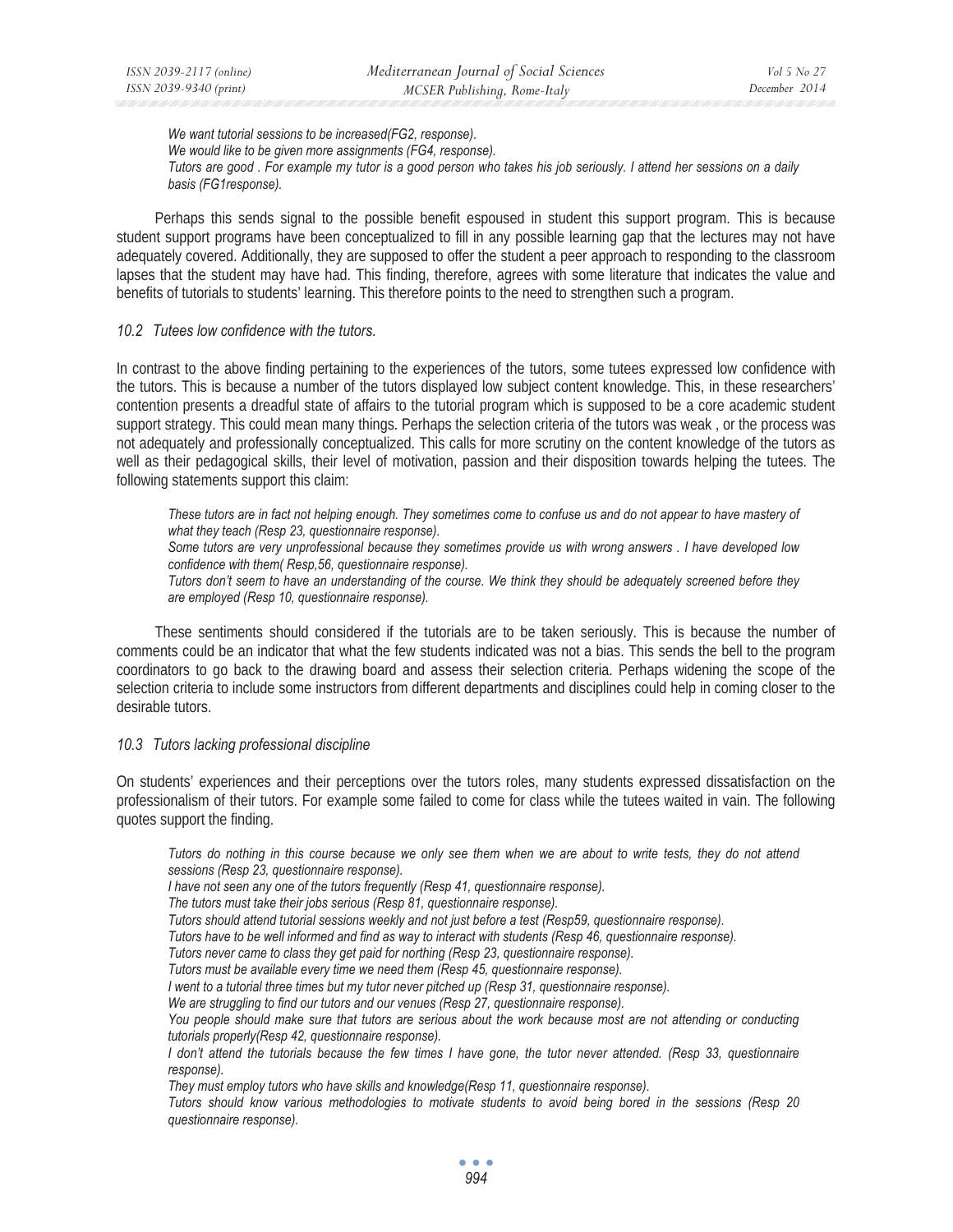*We want tutorial sessions to be increased(FG2, response).*
*We would like to be given more assignments (FG4, response).*
*Tutors are good . For example my tutor is a good person who takes his job seriously. I attend her sessions on a daily basis (FG1response).*

Perhaps this sends signal to the possible benefit espoused in student this support program. This is because student support programs have been conceptualized to fill in any possible learning gap that the lectures may not have adequately covered. Additionally, they are supposed to offer the student a peer approach to responding to the classroom lapses that the student may have had. This finding, therefore, agrees with some literature that indicates the value and benefits of tutorials to students' learning. This therefore points to the need to strengthen such a program.

### *10.2 Tutees low confidence with the tutors.*

In contrast to the above finding pertaining to the experiences of the tutors, some tutees expressed low confidence with the tutors. This is because a number of the tutors displayed low subject content knowledge. This, in these researchers' contention presents a dreadful state of affairs to the tutorial program which is supposed to be a core academic student support strategy. This could mean many things. Perhaps the selection criteria of the tutors was weak , or the process was not adequately and professionally conceptualized. This calls for more scrutiny on the content knowledge of the tutors as well as their pedagogical skills, their level of motivation, passion and their disposition towards helping the tutees. The following statements support this claim:

*These tutors are in fact not helping enough. They sometimes come to confuse us and do not appear to have mastery of what they teach (Resp 23, questionnaire response).*
*Some tutors are very unprofessional because they sometimes provide us with wrong answers . I have developed low confidence with them( Resp,56, questionnaire response).*
*Tutors don't seem to have an understanding of the course. We think they should be adequately screened before they are employed (Resp 10, questionnaire response).*

These sentiments should considered if the tutorials are to be taken seriously. This is because the number of comments could be an indicator that what the few students indicated was not a bias. This sends the bell to the program coordinators to go back to the drawing board and assess their selection criteria. Perhaps widening the scope of the selection criteria to include some instructors from different departments and disciplines could help in coming closer to the desirable tutors.

### *10.3 Tutors lacking professional discipline*

On students' experiences and their perceptions over the tutors roles, many students expressed dissatisfaction on the professionalism of their tutors. For example some failed to come for class while the tutees waited in vain. The following quotes support the finding.

*Tutors do nothing in this course because we only see them when we are about to write tests, they do not attend sessions (Resp 23, questionnaire response).*
*I have not seen any one of the tutors frequently (Resp 41, questionnaire response).*
*The tutors must take their jobs serious (Resp 81, questionnaire response).*
*Tutors should attend tutorial sessions weekly and not just before a test (Resp59, questionnaire response).*
*Tutors have to be well informed and find as way to interact with students (Resp 46, questionnaire response).*
*Tutors never came to class they get paid for northing (Resp 23, questionnaire response).*
*Tutors must be available every time we need them (Resp 45, questionnaire response).*
*I went to a tutorial three times but my tutor never pitched up (Resp 31, questionnaire response).*
*We are struggling to find our tutors and our venues (Resp 27, questionnaire response).*
*You people should make sure that tutors are serious about the work because most are not attending or conducting tutorials properly(Resp 42, questionnaire response).*
*I don't attend the tutorials because the few times I have gone, the tutor never attended. (Resp 33, questionnaire response).*
*They must employ tutors who have skills and knowledge(Resp 11, questionnaire response).*
*Tutors should know various methodologies to motivate students to avoid being bored in the sessions (Resp 20 questionnaire response).*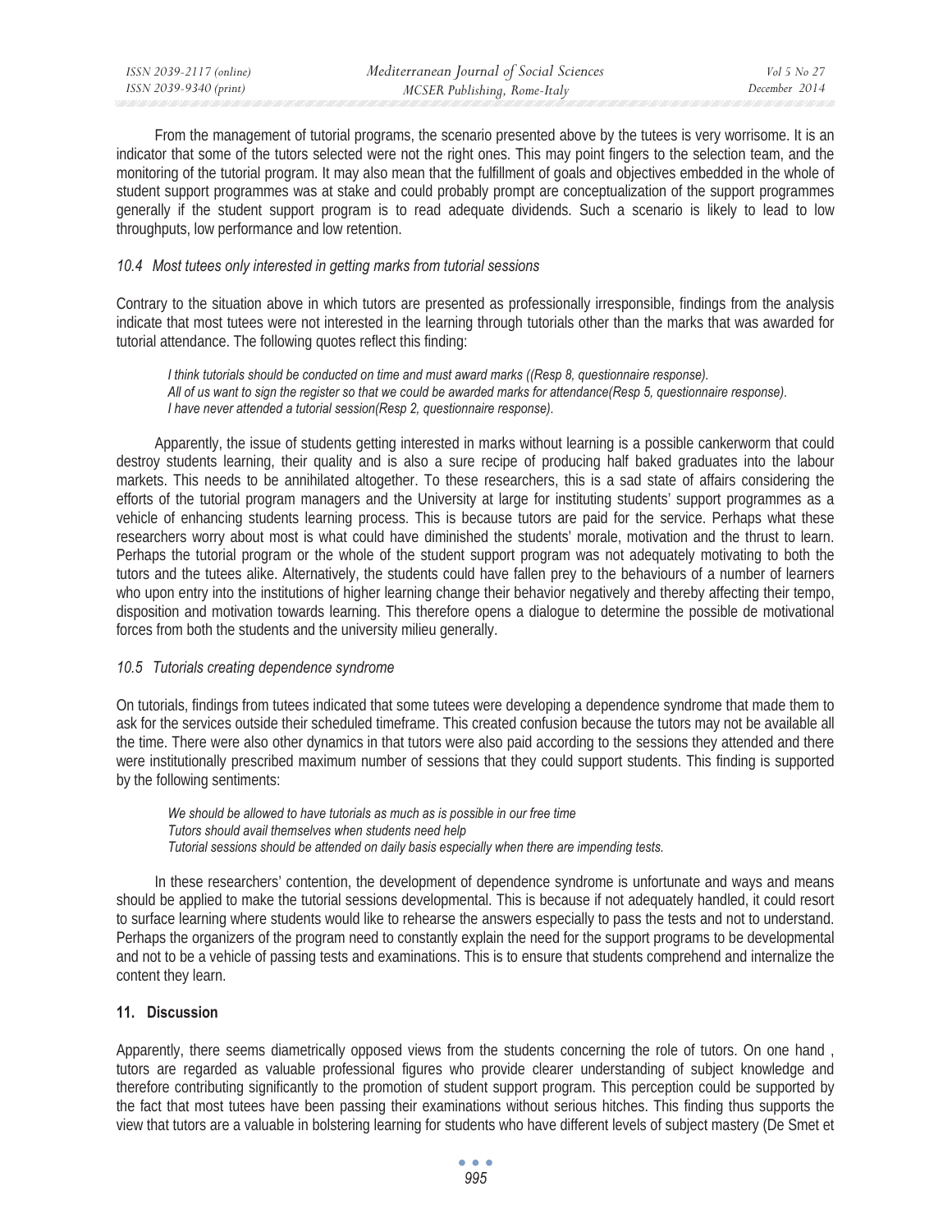From the management of tutorial programs, the scenario presented above by the tutees is very worrisome. It is an indicator that some of the tutors selected were not the right ones. This may point fingers to the selection team, and the monitoring of the tutorial program. It may also mean that the fulfillment of goals and objectives embedded in the whole of student support programmes was at stake and could probably prompt are conceptualization of the support programmes generally if the student support program is to read adequate dividends. Such a scenario is likely to lead to low throughputs, low performance and low retention.

### *10.4 Most tutees only interested in getting marks from tutorial sessions*

Contrary to the situation above in which tutors are presented as professionally irresponsible, findings from the analysis indicate that most tutees were not interested in the learning through tutorials other than the marks that was awarded for tutorial attendance. The following quotes reflect this finding:

> *I think tutorials should be conducted on time and must award marks ((Resp 8, questionnaire response).*
> *All of us want to sign the register so that we could be awarded marks for attendance(Resp 5, questionnaire response).*
> *I have never attended a tutorial session(Resp 2, questionnaire response).*

Apparently, the issue of students getting interested in marks without learning is a possible cankerworm that could destroy students learning, their quality and is also a sure recipe of producing half baked graduates into the labour markets. This needs to be annihilated altogether. To these researchers, this is a sad state of affairs considering the efforts of the tutorial program managers and the University at large for instituting students' support programmes as a vehicle of enhancing students learning process. This is because tutors are paid for the service. Perhaps what these researchers worry about most is what could have diminished the students' morale, motivation and the thrust to learn. Perhaps the tutorial program or the whole of the student support program was not adequately motivating to both the tutors and the tutees alike. Alternatively, the students could have fallen prey to the behaviours of a number of learners who upon entry into the institutions of higher learning change their behavior negatively and thereby affecting their tempo, disposition and motivation towards learning. This therefore opens a dialogue to determine the possible de motivational forces from both the students and the university milieu generally.

### *10.5 Tutorials creating dependence syndrome*

On tutorials, findings from tutees indicated that some tutees were developing a dependence syndrome that made them to ask for the services outside their scheduled timeframe. This created confusion because the tutors may not be available all the time. There were also other dynamics in that tutors were also paid according to the sessions they attended and there were institutionally prescribed maximum number of sessions that they could support students. This finding is supported by the following sentiments:

> *We should be allowed to have tutorials as much as is possible in our free time*
> *Tutors should avail themselves when students need help*
> *Tutorial sessions should be attended on daily basis especially when there are impending tests.*

In these researchers' contention, the development of dependence syndrome is unfortunate and ways and means should be applied to make the tutorial sessions developmental. This is because if not adequately handled, it could resort to surface learning where students would like to rehearse the answers especially to pass the tests and not to understand. Perhaps the organizers of the program need to constantly explain the need for the support programs to be developmental and not to be a vehicle of passing tests and examinations. This is to ensure that students comprehend and internalize the content they learn.

## 11. Discussion

Apparently, there seems diametrically opposed views from the students concerning the role of tutors. On one hand , tutors are regarded as valuable professional figures who provide clearer understanding of subject knowledge and therefore contributing significantly to the promotion of student support program. This perception could be supported by the fact that most tutees have been passing their examinations without serious hitches. This finding thus supports the view that tutors are a valuable in bolstering learning for students who have different levels of subject mastery (De Smet et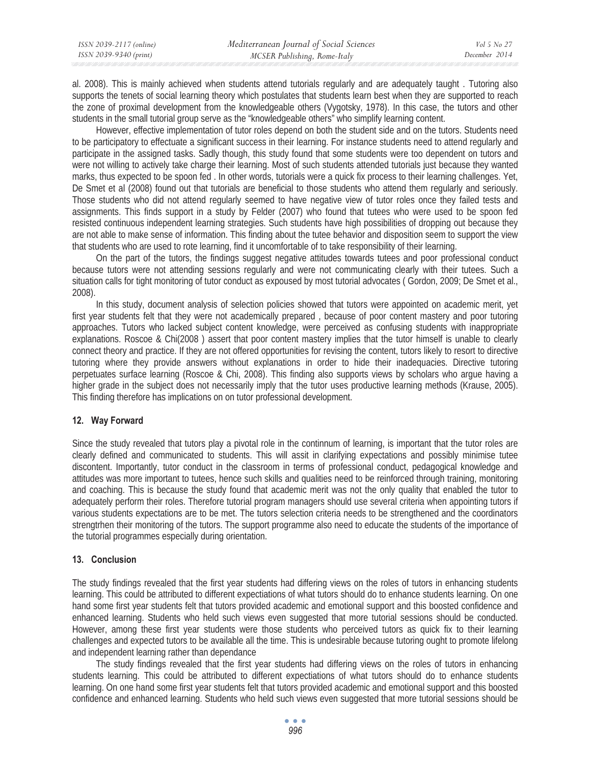al. 2008). This is mainly achieved when students attend tutorials regularly and are adequately taught . Tutoring also supports the tenets of social learning theory which postulates that students learn best when they are supported to reach the zone of proximal development from the knowledgeable others (Vygotsky, 1978). In this case, the tutors and other students in the small tutorial group serve as the "knowledgeable others" who simplify learning content.

However, effective implementation of tutor roles depend on both the student side and on the tutors. Students need to be participatory to effectuate a significant success in their learning. For instance students need to attend regularly and participate in the assigned tasks. Sadly though, this study found that some students were too dependent on tutors and were not willing to actively take charge their learning. Most of such students attended tutorials just because they wanted marks, thus expected to be spoon fed . In other words, tutorials were a quick fix process to their learning challenges. Yet, De Smet et al (2008) found out that tutorials are beneficial to those students who attend them regularly and seriously. Those students who did not attend regularly seemed to have negative view of tutor roles once they failed tests and assignments. This finds support in a study by Felder (2007) who found that tutees who were used to be spoon fed resisted continuous independent learning strategies. Such students have high possibilities of dropping out because they are not able to make sense of information. This finding about the tutee behavior and disposition seem to support the view that students who are used to rote learning, find it uncomfortable of to take responsibility of their learning.

On the part of the tutors, the findings suggest negative attitudes towards tutees and poor professional conduct because tutors were not attending sessions regularly and were not communicating clearly with their tutees. Such a situation calls for tight monitoring of tutor conduct as expoused by most tutorial advocates ( Gordon, 2009; De Smet et al., 2008).

In this study, document analysis of selection policies showed that tutors were appointed on academic merit, yet first year students felt that they were not academically prepared , because of poor content mastery and poor tutoring approaches. Tutors who lacked subject content knowledge, were perceived as confusing students with inappropriate explanations. Roscoe & Chi(2008 ) assert that poor content mastery implies that the tutor himself is unable to clearly connect theory and practice. If they are not offered opportunities for revising the content, tutors likely to resort to directive tutoring where they provide answers without explanations in order to hide their inadequacies. Directive tutoring perpetuates surface learning (Roscoe & Chi, 2008). This finding also supports views by scholars who argue having a higher grade in the subject does not necessarily imply that the tutor uses productive learning methods (Krause, 2005). This finding therefore has implications on on tutor professional development.

## 12. Way Forward

Since the study revealed that tutors play a pivotal role in the continnum of learning, is important that the tutor roles are clearly defined and communicated to students. This will assit in clarifying expectations and possibly minimise tutee discontent. Importantly, tutor conduct in the classroom in terms of professional conduct, pedagogical knowledge and attitudes was more important to tutees, hence such skills and qualities need to be reinforced through training, monitoring and coaching. This is because the study found that academic merit was not the only quality that enabled the tutor to adequately perform their roles. Therefore tutorial program managers should use several criteria when appointing tutors if various students expectations are to be met. The tutors selection criteria needs to be strengthened and the coordinators strengtrhen their monitoring of the tutors. The support programme also need to educate the students of the importance of the tutorial programmes especially during orientation.

## 13. Conclusion

The study findings revealed that the first year students had differing views on the roles of tutors in enhancing students learning. This could be attributed to different expectiations of what tutors should do to enhance students learning. On one hand some first year students felt that tutors provided academic and emotional support and this boosted confidence and enhanced learning. Students who held such views even suggested that more tutorial sessions should be conducted. However, among these first year students were those students who perceived tutors as quick fix to their learning challenges and expected tutors to be available all the time. This is undesirable because tutoring ought to promote lifelong and independent learning rather than dependance

The study findings revealed that the first year students had differing views on the roles of tutors in enhancing students learning. This could be attributed to different expectiations of what tutors should do to enhance students learning. On one hand some first year students felt that tutors provided academic and emotional support and this boosted confidence and enhanced learning. Students who held such views even suggested that more tutorial sessions should be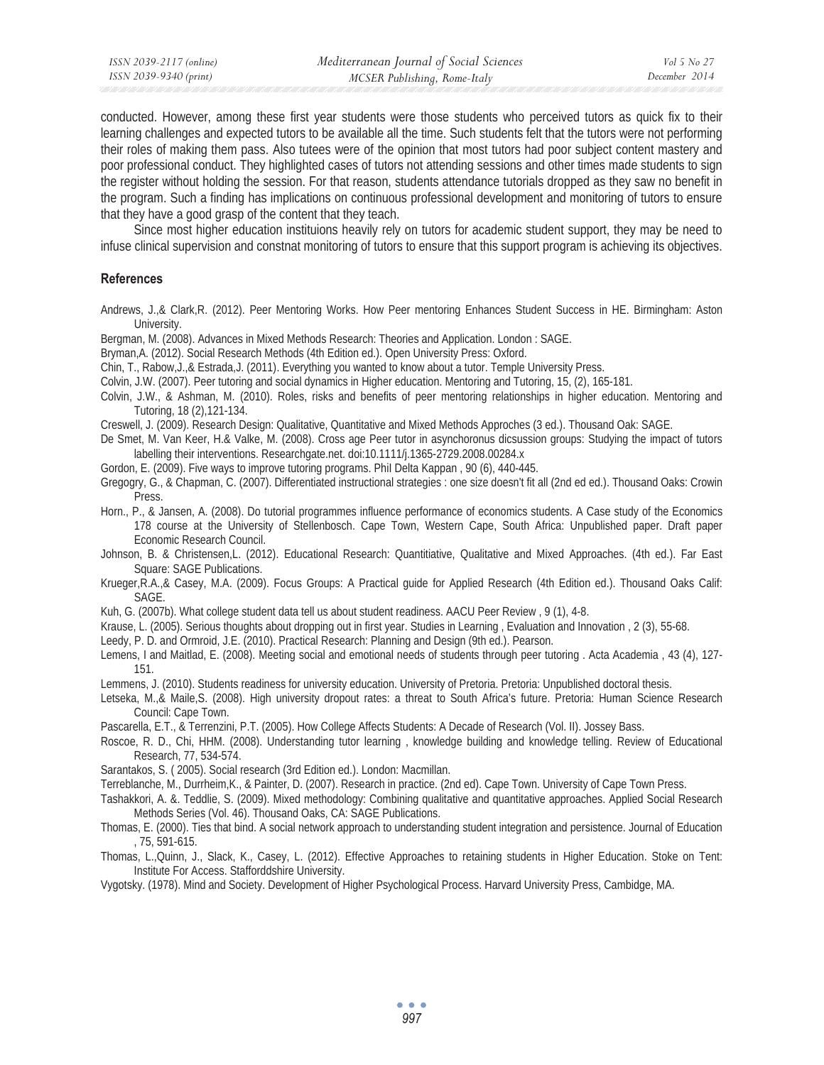conducted. However, among these first year students were those students who perceived tutors as quick fix to their learning challenges and expected tutors to be available all the time. Such students felt that the tutors were not performing their roles of making them pass. Also tutees were of the opinion that most tutors had poor subject content mastery and poor professional conduct. They highlighted cases of tutors not attending sessions and other times made students to sign the register without holding the session. For that reason, students attendance tutorials dropped as they saw no benefit in the program. Such a finding has implications on continuous professional development and monitoring of tutors to ensure that they have a good grasp of the content that they teach.

Since most higher education instituions heavily rely on tutors for academic student support, they may be need to infuse clinical supervision and constnat monitoring of tutors to ensure that this support program is achieving its objectives.

## References

Andrews, J.,& Clark,R. (2012). Peer Mentoring Works. How Peer mentoring Enhances Student Success in HE. Birmingham: Aston University.

Bergman, M. (2008). Advances in Mixed Methods Research: Theories and Application. London : SAGE.

Bryman,A. (2012). Social Research Methods (4th Edition ed.). Open University Press: Oxford.

Chin, T., Rabow,J.,& Estrada,J. (2011). Everything you wanted to know about a tutor. Temple University Press.

Colvin, J.W. (2007). Peer tutoring and social dynamics in Higher education. Mentoring and Tutoring, 15, (2), 165-181.

Colvin, J.W., & Ashman, M. (2010). Roles, risks and benefits of peer mentoring relationships in higher education. Mentoring and Tutoring, 18 (2),121-134.

Creswell, J. (2009). Research Design: Qualitative, Quantitative and Mixed Methods Approches (3 ed.). Thousand Oak: SAGE.

De Smet, M. Van Keer, H.& Valke, M. (2008). Cross age Peer tutor in asynchoronus dicsussion groups: Studying the impact of tutors labelling their interventions. Researchgate.net. doi:10.1111/j.1365-2729.2008.00284.x

Gordon, E. (2009). Five ways to improve tutoring programs. Phil Delta Kappan , 90 (6), 440-445.

Gregogry, G., & Chapman, C. (2007). Differentiated instructional strategies : one size doesn't fit all (2nd ed ed.). Thousand Oaks: Crowin Press.

Horn., P., & Jansen, A. (2008). Do tutorial programmes influence performance of economics students. A Case study of the Economics 178 course at the University of Stellenbosch. Cape Town, Western Cape, South Africa: Unpublished paper. Draft paper Economic Research Council.

Johnson, B. & Christensen,L. (2012). Educational Research: Quantitiative, Qualitative and Mixed Approaches. (4th ed.). Far East Square: SAGE Publications.

Krueger,R.A.,& Casey, M.A. (2009). Focus Groups: A Practical guide for Applied Research (4th Edition ed.). Thousand Oaks Calif: SAGE.

Kuh, G. (2007b). What college student data tell us about student readiness. AACU Peer Review , 9 (1), 4-8.

Krause, L. (2005). Serious thoughts about dropping out in first year. Studies in Learning , Evaluation and Innovation , 2 (3), 55-68.

Leedy, P. D. and Ormroid, J.E. (2010). Practical Research: Planning and Design (9th ed.). Pearson.

Lemens, I and Maitlad, E. (2008). Meeting social and emotional needs of students through peer tutoring . Acta Academia , 43 (4), 127-151.

Lemmens, J. (2010). Students readiness for university education. University of Pretoria. Pretoria: Unpublished doctoral thesis.

Letseka, M.,& Maile,S. (2008). High university dropout rates: a threat to South Africa's future. Pretoria: Human Science Research Council: Cape Town.

Pascarella, E.T., & Terrenzini, P.T. (2005). How College Affects Students: A Decade of Research (Vol. II). Jossey Bass.

Roscoe, R. D., Chi, HHM. (2008). Understanding tutor learning , knowledge building and knowledge telling. Review of Educational Research, 77, 534-574.

Sarantakos, S. ( 2005). Social research (3rd Edition ed.). London: Macmillan.

Terreblanche, M., Durrheim,K., & Painter, D. (2007). Research in practice. (2nd ed). Cape Town. University of Cape Town Press.

Tashakkori, A. &. Teddlie, S. (2009). Mixed methodology: Combining qualitative and quantitative approaches. Applied Social Research Methods Series (Vol. 46). Thousand Oaks, CA: SAGE Publications.

Thomas, E. (2000). Ties that bind. A social network approach to understanding student integration and persistence. Journal of Education , 75, 591-615.

Thomas, L.,Quinn, J., Slack, K., Casey, L. (2012). Effective Approaches to retaining students in Higher Education. Stoke on Tent: Institute For Access. Staffordshire University.

Vygotsky. (1978). Mind and Society. Development of Higher Psychological Process. Harvard University Press, Cambidge, MA.